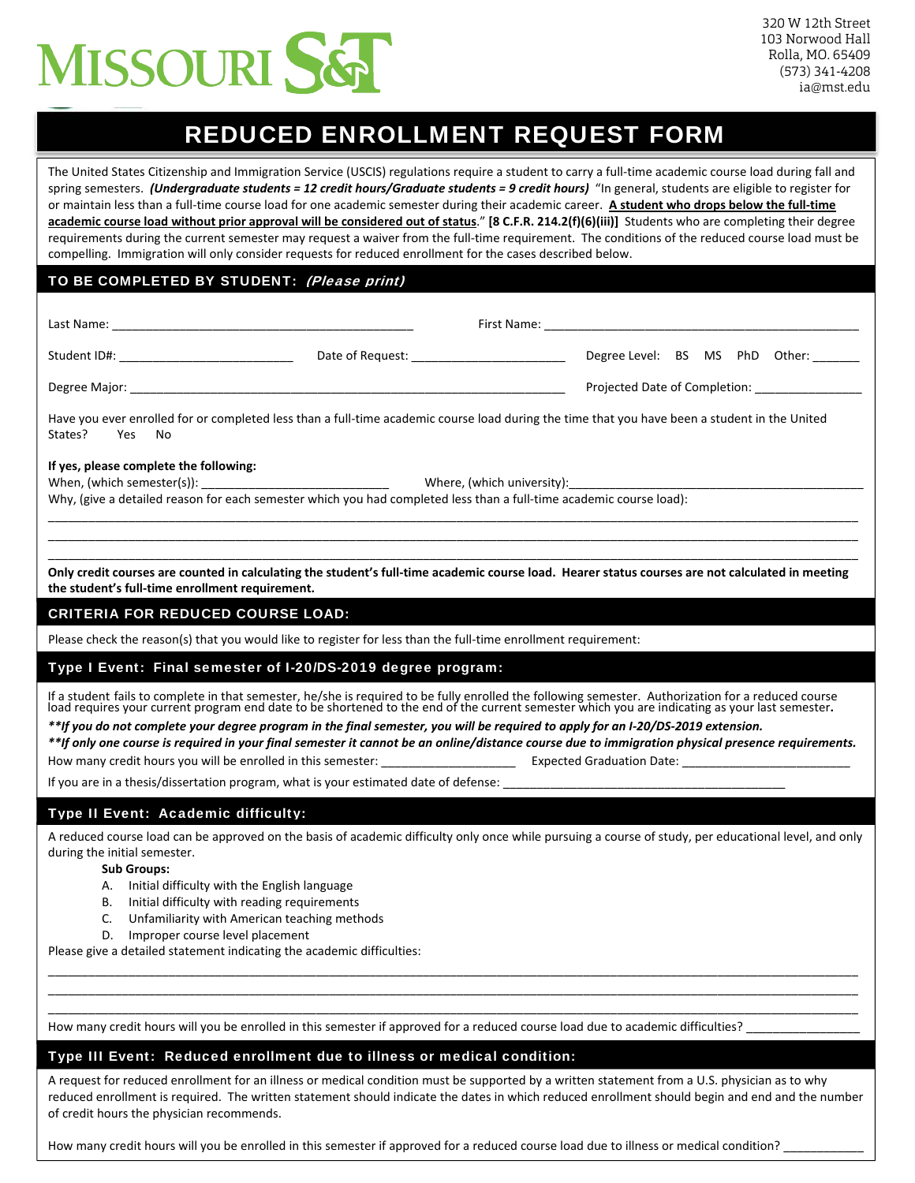MISSOURI S&T

320 W 12th Street
103 Norwood Hall
Rolla, MO. 65409
(573) 341-4208
ia@mst.edu

# REDUCED ENROLLMENT REQUEST FORM

The United States Citizenship and Immigration Service (USCIS) regulations require a student to carry a full-time academic course load during fall and spring semesters. ***(Undergraduate students = 12 credit hours/Graduate students = 9 credit hours)*** "In general, students are eligible to register for or maintain less than a full-time course load for one academic semester during their academic career. **A student who drops below the full-time academic course load without prior approval will be considered out of status**." **[8 C.F.R. 214.2(f)(6)(iii)]** Students who are completing their degree requirements during the current semester may request a waiver from the full-time requirement. The conditions of the reduced course load must be compelling. Immigration will only consider requests for reduced enrollment for the cases described below.

## TO BE COMPLETED BY STUDENT: *(Please print)*

Last Name: ____________________________________________ First Name: ____________________________________________

Student ID#: ________________________ Date of Request: ______________________ Degree Level: BS MS PhD Other: _______

Degree Major: ____________________________________________________________ Projected Date of Completion: _______________

Have you ever enrolled for or completed less than a full-time academic course load during the time that you have been a student in the United States? Yes No

**If yes, please complete the following:**

When, (which semester(s)): ___________________________ Where, (which university): ___________________________________________

Why, (give a detailed reason for each semester which you had completed less than a full-time academic course load):

_____________________________________________________________________________________________________________

_____________________________________________________________________________________________________________

_____________________________________________________________________________________________________________

**Only credit courses are counted in calculating the student's full-time academic course load. Hearer status courses are not calculated in meeting the student's full-time enrollment requirement.**

## CRITERIA FOR REDUCED COURSE LOAD:

Please check the reason(s) that you would like to register for less than the full-time enrollment requirement:

### Type I Event: Final semester of I-20/DS-2019 degree program:

If a student fails to complete in that semester, he/she is required to be fully enrolled the following semester. Authorization for a reduced course load requires your current program end date to be shortened to the end of the current semester which you are indicating as your last semester.

***\*\*If you do not complete your degree program in the final semester, you will be required to apply for an I-20/DS-2019 extension.***

***\*\*If only one course is required in your final semester it cannot be an online/distance course due to immigration physical presence requirements.***

How many credit hours you will be enrolled in this semester: ___________________ Expected Graduation Date: ________________________

If you are in a thesis/dissertation program, what is your estimated date of defense: __________________________________________

### Type II Event: Academic difficulty:

A reduced course load can be approved on the basis of academic difficulty only once while pursuing a course of study, per educational level, and only during the initial semester.

**Sub Groups:**

A. Initial difficulty with the English language
B. Initial difficulty with reading requirements
C. Unfamiliarity with American teaching methods
D. Improper course level placement

Please give a detailed statement indicating the academic difficulties:

_____________________________________________________________________________________________________________

_____________________________________________________________________________________________________________

_____________________________________________________________________________________________________________

How many credit hours will you be enrolled in this semester if approved for a reduced course load due to academic difficulties? ________________

### Type III Event: Reduced enrollment due to illness or medical condition:

A request for reduced enrollment for an illness or medical condition must be supported by a written statement from a U.S. physician as to why reduced enrollment is required. The written statement should indicate the dates in which reduced enrollment should begin and end and the number of credit hours the physician recommends.

How many credit hours will you be enrolled in this semester if approved for a reduced course load due to illness or medical condition? ___________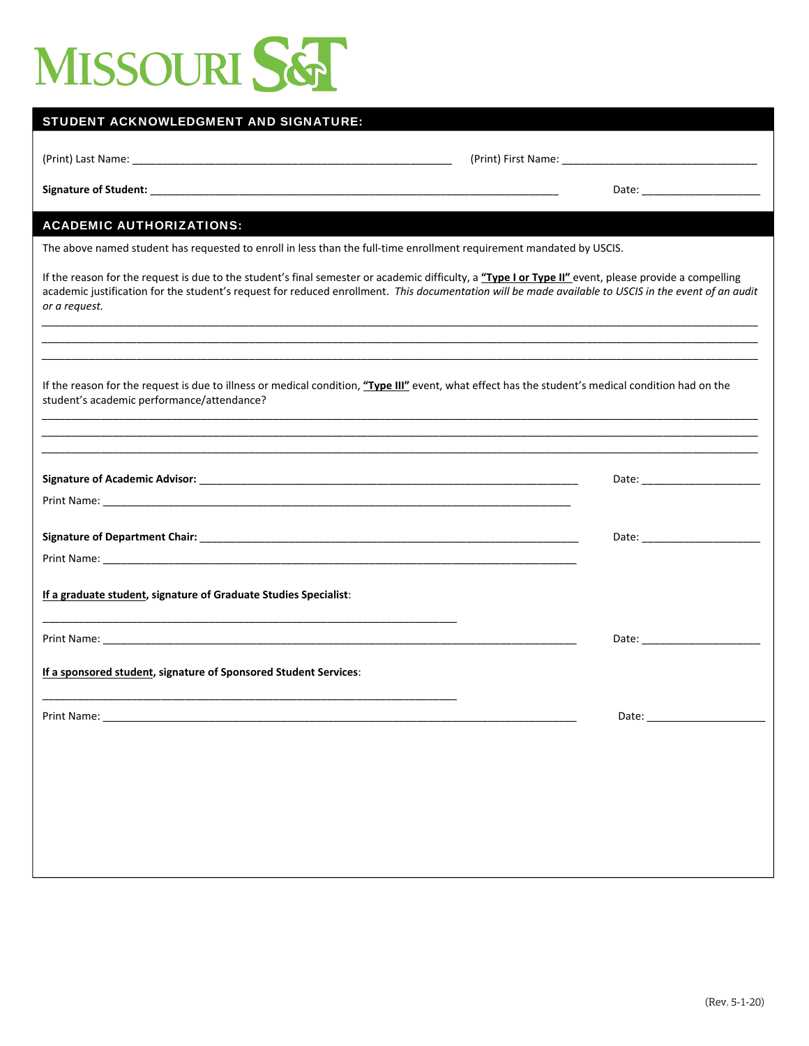MISSOURI S&T

## STUDENT ACKNOWLEDGMENT AND SIGNATURE:

(Print) Last Name: ______________________________________________________ (Print) First Name: ________________________________

**Signature of Student:** ____________________________________________________________________ Date: ____________________

## ACADEMIC AUTHORIZATIONS:

The above named student has requested to enroll in less than the full-time enrollment requirement mandated by USCIS.

If the reason for the request is due to the student's final semester or academic difficulty, a **"Type I or Type II"** event, please provide a compelling academic justification for the student's request for reduced enrollment. *This documentation will be made available to USCIS in the event of an audit or a request.*

________________________________________________________________________________________________________________________

________________________________________________________________________________________________________________________

________________________________________________________________________________________________________________________

If the reason for the request is due to illness or medical condition, **"Type III"** event, what effect has the student's medical condition had on the student's academic performance/attendance?

________________________________________________________________________________________________________________________

________________________________________________________________________________________________________________________

________________________________________________________________________________________________________________________

**Signature of Academic Advisor:** _______________________________________________________________ Date: ____________________

Print Name: ______________________________________________________________________________

**Signature of Department Chair:** _______________________________________________________________ Date: ____________________

Print Name: ______________________________________________________________________________

**If a graduate student, signature of Graduate Studies Specialist**:

______________________________________________________________________

Print Name: ______________________________________________________________________________ Date: ____________________

**If a sponsored student, signature of Sponsored Student Services**:

______________________________________________________________________

Print Name: ______________________________________________________________________________ Date: ____________________

(Rev. 5-1-20)